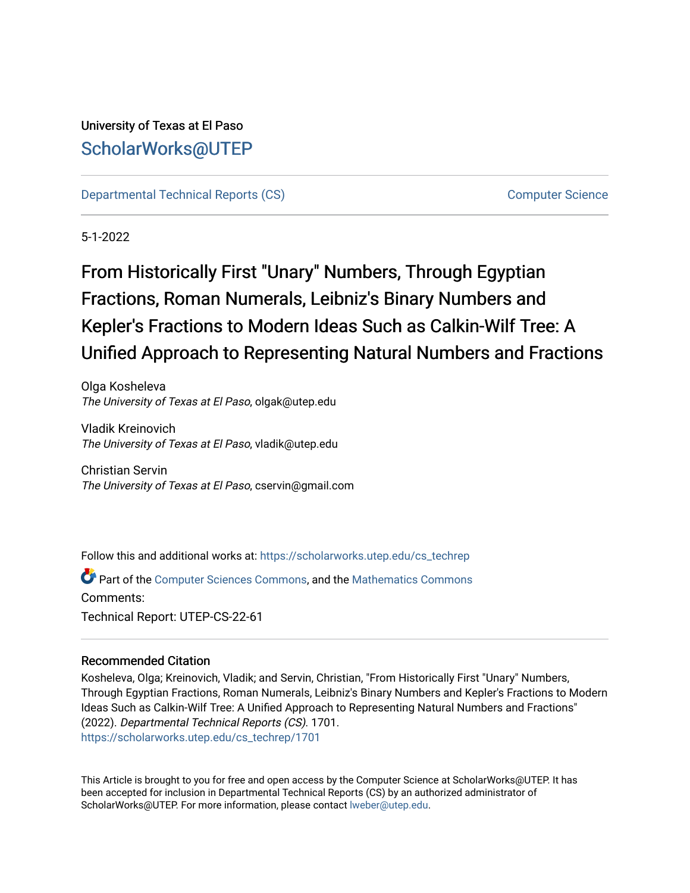University of Texas at El Paso

## ScholarWorks@UTEP

Departmental Technical Reports (CS)

Computer Science

5-1-2022

# From Historically First "Unary" Numbers, Through Egyptian Fractions, Roman Numerals, Leibniz's Binary Numbers and Kepler's Fractions to Modern Ideas Such as Calkin-Wilf Tree: A Unified Approach to Representing Natural Numbers and Fractions

Olga Kosheleva
*The University of Texas at El Paso*, olgak@utep.edu

Vladik Kreinovich
*The University of Texas at El Paso*, vladik@utep.edu

Christian Servin
*The University of Texas at El Paso*, cservin@gmail.com

Follow this and additional works at: https://scholarworks.utep.edu/cs_techrep

Part of the Computer Sciences Commons, and the Mathematics Commons

Comments:

Technical Report: UTEP-CS-22-61

### Recommended Citation

Kosheleva, Olga; Kreinovich, Vladik; and Servin, Christian, "From Historically First "Unary" Numbers, Through Egyptian Fractions, Roman Numerals, Leibniz's Binary Numbers and Kepler's Fractions to Modern Ideas Such as Calkin-Wilf Tree: A Unified Approach to Representing Natural Numbers and Fractions" (2022). *Departmental Technical Reports (CS)*. 1701.
https://scholarworks.utep.edu/cs_techrep/1701

This Article is brought to you for free and open access by the Computer Science at ScholarWorks@UTEP. It has been accepted for inclusion in Departmental Technical Reports (CS) by an authorized administrator of ScholarWorks@UTEP. For more information, please contact lweber@utep.edu.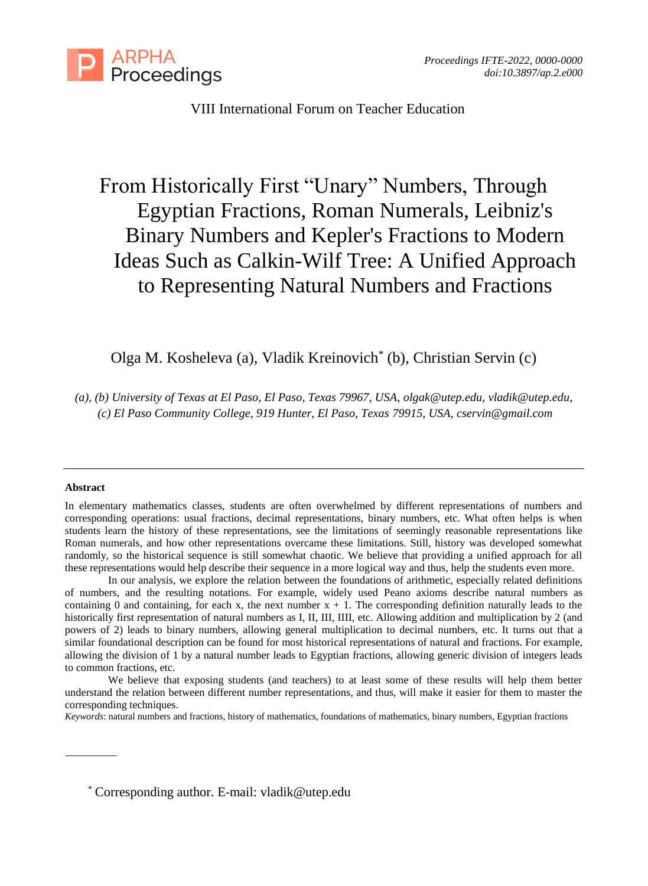VIII International Forum on Teacher Education

# From Historically First “Unary” Numbers, Through Egyptian Fractions, Roman Numerals, Leibniz's Binary Numbers and Kepler's Fractions to Modern Ideas Such as Calkin-Wilf Tree: A Unified Approach to Representing Natural Numbers and Fractions

Olga M. Kosheleva (a), Vladik Kreinovich* (b), Christian Servin (c)

*(a), (b) University of Texas at El Paso, El Paso, Texas 79967, USA, olgak@utep.edu, vladik@utep.edu,*
*(c) El Paso Community College, 919 Hunter, El Paso, Texas 79915, USA, cservin@gmail.com*

---

**Abstract**

In elementary mathematics classes, students are often overwhelmed by different representations of numbers and corresponding operations: usual fractions, decimal representations, binary numbers, etc. What often helps is when students learn the history of these representations, see the limitations of seemingly reasonable representations like Roman numerals, and how other representations overcame these limitations. Still, history was developed somewhat randomly, so the historical sequence is still somewhat chaotic. We believe that providing a unified approach for all these representations would help describe their sequence in a more logical way and thus, help the students even more.

In our analysis, we explore the relation between the foundations of arithmetic, especially related definitions of numbers, and the resulting notations. For example, widely used Peano axioms describe natural numbers as containing 0 and containing, for each x, the next number x + 1. The corresponding definition naturally leads to the historically first representation of natural numbers as I, II, III, IIII, etc. Allowing addition and multiplication by 2 (and powers of 2) leads to binary numbers, allowing general multiplication to decimal numbers, etc. It turns out that a similar foundational description can be found for most historical representations of natural and fractions. For example, allowing the division of 1 by a natural number leads to Egyptian fractions, allowing generic division of integers leads to common fractions, etc.

We believe that exposing students (and teachers) to at least some of these results will help them better understand the relation between different number representations, and thus, will make it easier for them to master the corresponding techniques.

*Keywords*: natural numbers and fractions, history of mathematics, foundations of mathematics, binary numbers, Egyptian fractions

---

* Corresponding author. E-mail: vladik@utep.edu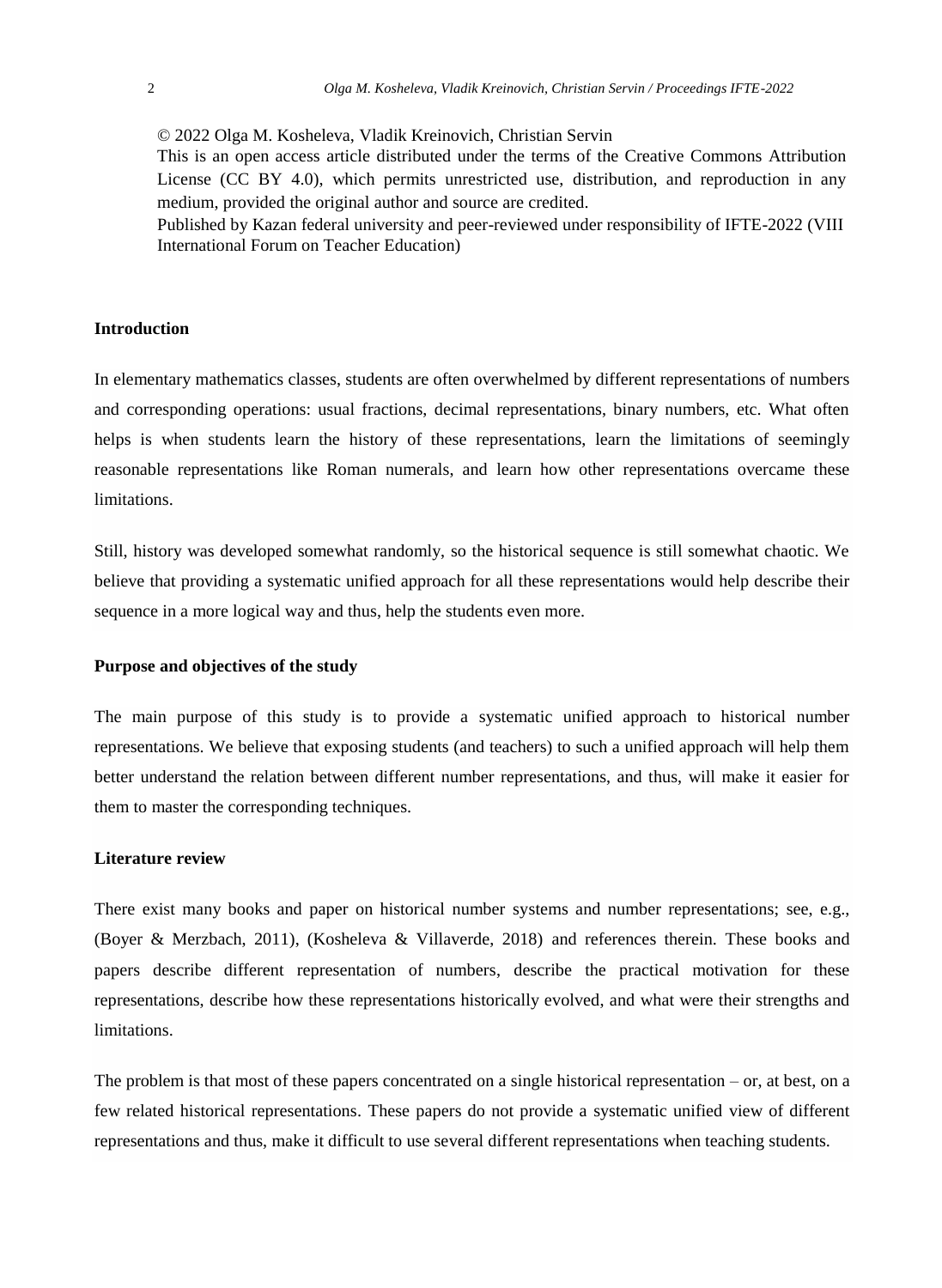© 2022 Olga M. Kosheleva, Vladik Kreinovich, Christian Servin

This is an open access article distributed under the terms of the Creative Commons Attribution License (CC BY 4.0), which permits unrestricted use, distribution, and reproduction in any medium, provided the original author and source are credited.

Published by Kazan federal university and peer-reviewed under responsibility of IFTE-2022 (VIII International Forum on Teacher Education)

## Introduction

In elementary mathematics classes, students are often overwhelmed by different representations of numbers and corresponding operations: usual fractions, decimal representations, binary numbers, etc. What often helps is when students learn the history of these representations, learn the limitations of seemingly reasonable representations like Roman numerals, and learn how other representations overcame these limitations.

Still, history was developed somewhat randomly, so the historical sequence is still somewhat chaotic. We believe that providing a systematic unified approach for all these representations would help describe their sequence in a more logical way and thus, help the students even more.

## Purpose and objectives of the study

The main purpose of this study is to provide a systematic unified approach to historical number representations. We believe that exposing students (and teachers) to such a unified approach will help them better understand the relation between different number representations, and thus, will make it easier for them to master the corresponding techniques.

## Literature review

There exist many books and paper on historical number systems and number representations; see, e.g., (Boyer & Merzbach, 2011), (Kosheleva & Villaverde, 2018) and references therein. These books and papers describe different representation of numbers, describe the practical motivation for these representations, describe how these representations historically evolved, and what were their strengths and limitations.

The problem is that most of these papers concentrated on a single historical representation – or, at best, on a few related historical representations. These papers do not provide a systematic unified view of different representations and thus, make it difficult to use several different representations when teaching students.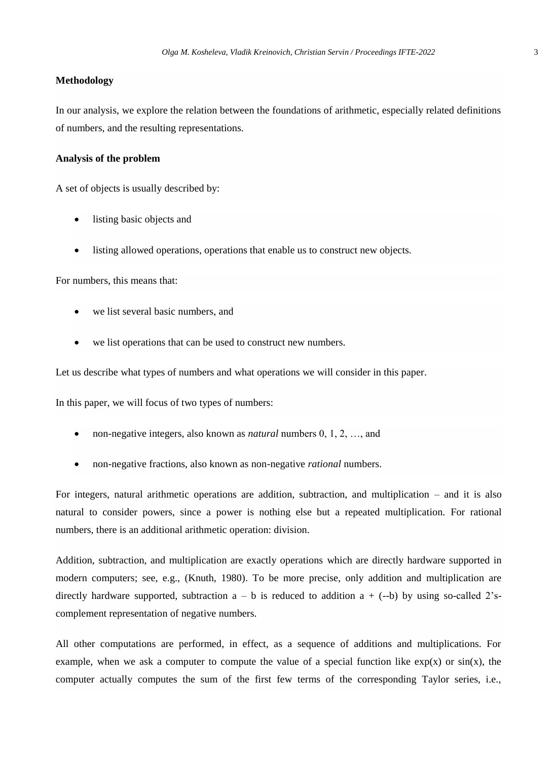**Methodology**

In our analysis, we explore the relation between the foundations of arithmetic, especially related definitions of numbers, and the resulting representations.

**Analysis of the problem**

A set of objects is usually described by:

- listing basic objects and
- listing allowed operations, operations that enable us to construct new objects.

For numbers, this means that:

- we list several basic numbers, and
- we list operations that can be used to construct new numbers.

Let us describe what types of numbers and what operations we will consider in this paper.

In this paper, we will focus of two types of numbers:

- non-negative integers, also known as *natural* numbers 0, 1, 2, …, and
- non-negative fractions, also known as non-negative *rational* numbers.

For integers, natural arithmetic operations are addition, subtraction, and multiplication – and it is also natural to consider powers, since a power is nothing else but a repeated multiplication. For rational numbers, there is an additional arithmetic operation: division.

Addition, subtraction, and multiplication are exactly operations which are directly hardware supported in modern computers; see, e.g., (Knuth, 1980). To be more precise, only addition and multiplication are directly hardware supported, subtraction $a - b$ is reduced to addition $a + (--b)$ by using so-called 2's-complement representation of negative numbers.

All other computations are performed, in effect, as a sequence of additions and multiplications. For example, when we ask a computer to compute the value of a special function like $\exp(x)$ or $\sin(x)$, the computer actually computes the sum of the first few terms of the corresponding Taylor series, i.e.,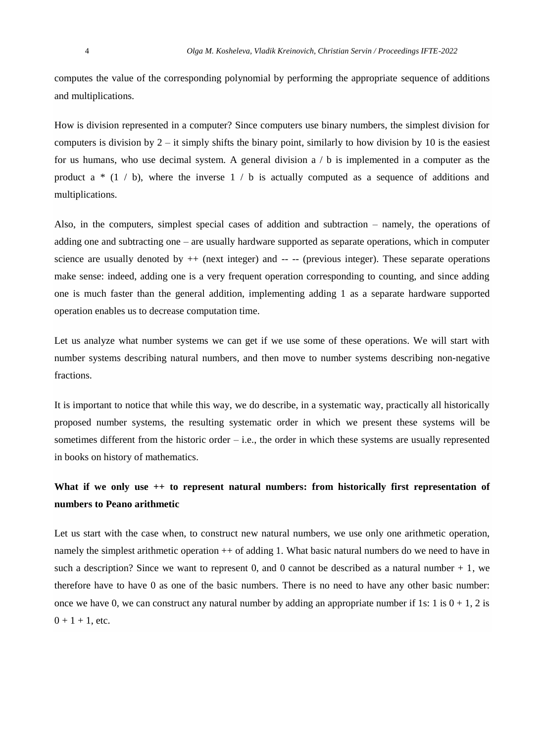computes the value of the corresponding polynomial by performing the appropriate sequence of additions and multiplications.

How is division represented in a computer? Since computers use binary numbers, the simplest division for computers is division by 2 – it simply shifts the binary point, similarly to how division by 10 is the easiest for us humans, who use decimal system. A general division a / b is implemented in a computer as the product a * (1 / b), where the inverse 1 / b is actually computed as a sequence of additions and multiplications.

Also, in the computers, simplest special cases of addition and subtraction – namely, the operations of adding one and subtracting one – are usually hardware supported as separate operations, which in computer science are usually denoted by ++ (next integer) and -- -- (previous integer). These separate operations make sense: indeed, adding one is a very frequent operation corresponding to counting, and since adding one is much faster than the general addition, implementing adding 1 as a separate hardware supported operation enables us to decrease computation time.

Let us analyze what number systems we can get if we use some of these operations. We will start with number systems describing natural numbers, and then move to number systems describing non-negative fractions.

It is important to notice that while this way, we do describe, in a systematic way, practically all historically proposed number systems, the resulting systematic order in which we present these systems will be sometimes different from the historic order – i.e., the order in which these systems are usually represented in books on history of mathematics.

**What if we only use ++ to represent natural numbers: from historically first representation of numbers to Peano arithmetic**

Let us start with the case when, to construct new natural numbers, we use only one arithmetic operation, namely the simplest arithmetic operation ++ of adding 1. What basic natural numbers do we need to have in such a description? Since we want to represent 0, and 0 cannot be described as a natural number + 1, we therefore have to have 0 as one of the basic numbers. There is no need to have any other basic number: once we have 0, we can construct any natural number by adding an appropriate number if 1s: 1 is 0 + 1, 2 is 0 + 1 + 1, etc.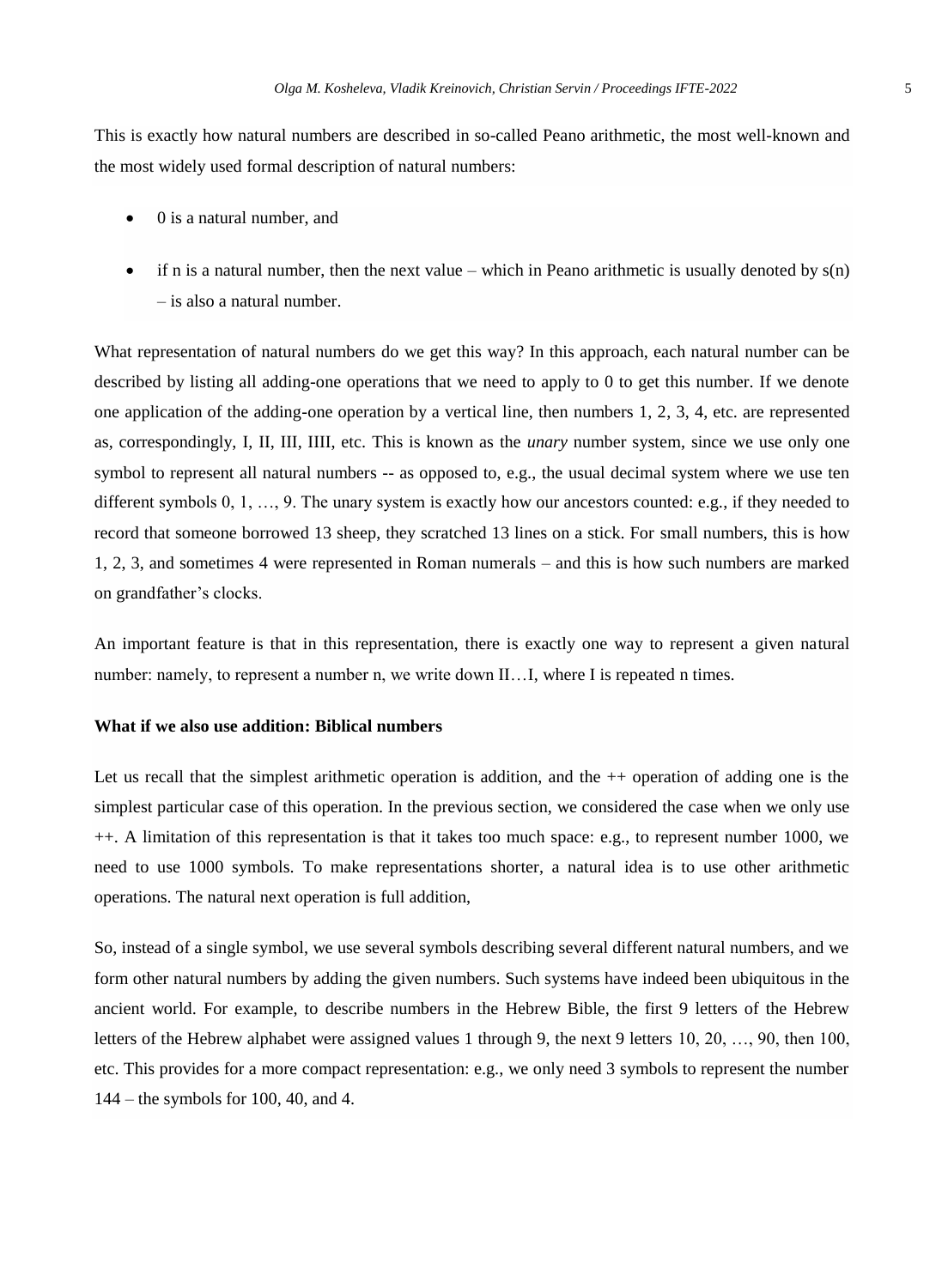This is exactly how natural numbers are described in so-called Peano arithmetic, the most well-known and the most widely used formal description of natural numbers:

- 0 is a natural number, and
- if n is a natural number, then the next value – which in Peano arithmetic is usually denoted by s(n) – is also a natural number.

What representation of natural numbers do we get this way? In this approach, each natural number can be described by listing all adding-one operations that we need to apply to 0 to get this number. If we denote one application of the adding-one operation by a vertical line, then numbers 1, 2, 3, 4, etc. are represented as, correspondingly, I, II, III, IIII, etc. This is known as the *unary* number system, since we use only one symbol to represent all natural numbers -- as opposed to, e.g., the usual decimal system where we use ten different symbols 0, 1, …, 9. The unary system is exactly how our ancestors counted: e.g., if they needed to record that someone borrowed 13 sheep, they scratched 13 lines on a stick. For small numbers, this is how 1, 2, 3, and sometimes 4 were represented in Roman numerals – and this is how such numbers are marked on grandfather's clocks.

An important feature is that in this representation, there is exactly one way to represent a given natural number: namely, to represent a number n, we write down II…I, where I is repeated n times.

**What if we also use addition: Biblical numbers**

Let us recall that the simplest arithmetic operation is addition, and the ++ operation of adding one is the simplest particular case of this operation. In the previous section, we considered the case when we only use ++. A limitation of this representation is that it takes too much space: e.g., to represent number 1000, we need to use 1000 symbols. To make representations shorter, a natural idea is to use other arithmetic operations. The natural next operation is full addition,

So, instead of a single symbol, we use several symbols describing several different natural numbers, and we form other natural numbers by adding the given numbers. Such systems have indeed been ubiquitous in the ancient world. For example, to describe numbers in the Hebrew Bible, the first 9 letters of the Hebrew letters of the Hebrew alphabet were assigned values 1 through 9, the next 9 letters 10, 20, …, 90, then 100, etc. This provides for a more compact representation: e.g., we only need 3 symbols to represent the number 144 – the symbols for 100, 40, and 4.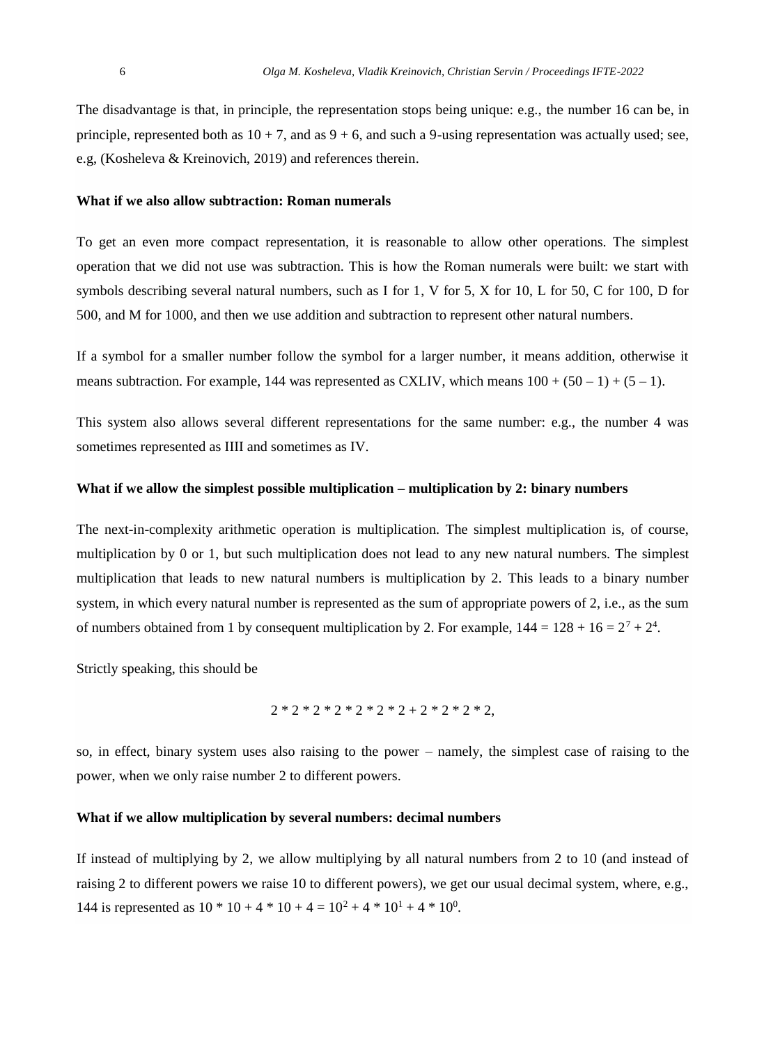The disadvantage is that, in principle, the representation stops being unique: e.g., the number 16 can be, in principle, represented both as $10 + 7$, and as $9 + 6$, and such a 9-using representation was actually used; see, e.g, (Kosheleva & Kreinovich, 2019) and references therein.

### What if we also allow subtraction: Roman numerals

To get an even more compact representation, it is reasonable to allow other operations. The simplest operation that we did not use was subtraction. This is how the Roman numerals were built: we start with symbols describing several natural numbers, such as I for 1, V for 5, X for 10, L for 50, C for 100, D for 500, and M for 1000, and then we use addition and subtraction to represent other natural numbers.

If a symbol for a smaller number follow the symbol for a larger number, it means addition, otherwise it means subtraction. For example, 144 was represented as CXLIV, which means $100 + (50 - 1) + (5 - 1)$.

This system also allows several different representations for the same number: e.g., the number 4 was sometimes represented as IIII and sometimes as IV.

### What if we allow the simplest possible multiplication – multiplication by 2: binary numbers

The next-in-complexity arithmetic operation is multiplication. The simplest multiplication is, of course, multiplication by 0 or 1, but such multiplication does not lead to any new natural numbers. The simplest multiplication that leads to new natural numbers is multiplication by 2. This leads to a binary number system, in which every natural number is represented as the sum of appropriate powers of 2, i.e., as the sum of numbers obtained from 1 by consequent multiplication by 2. For example, $144 = 128 + 16 = 2^7 + 2^4$.

Strictly speaking, this should be

$$2 * 2 * 2 * 2 * 2 * 2 * 2 + 2 * 2 * 2 * 2,$$

so, in effect, binary system uses also raising to the power – namely, the simplest case of raising to the power, when we only raise number 2 to different powers.

### What if we allow multiplication by several numbers: decimal numbers

If instead of multiplying by 2, we allow multiplying by all natural numbers from 2 to 10 (and instead of raising 2 to different powers we raise 10 to different powers), we get our usual decimal system, where, e.g., 144 is represented as $10 * 10 + 4 * 10 + 4 = 10^2 + 4 * 10^1 + 4 * 10^0$.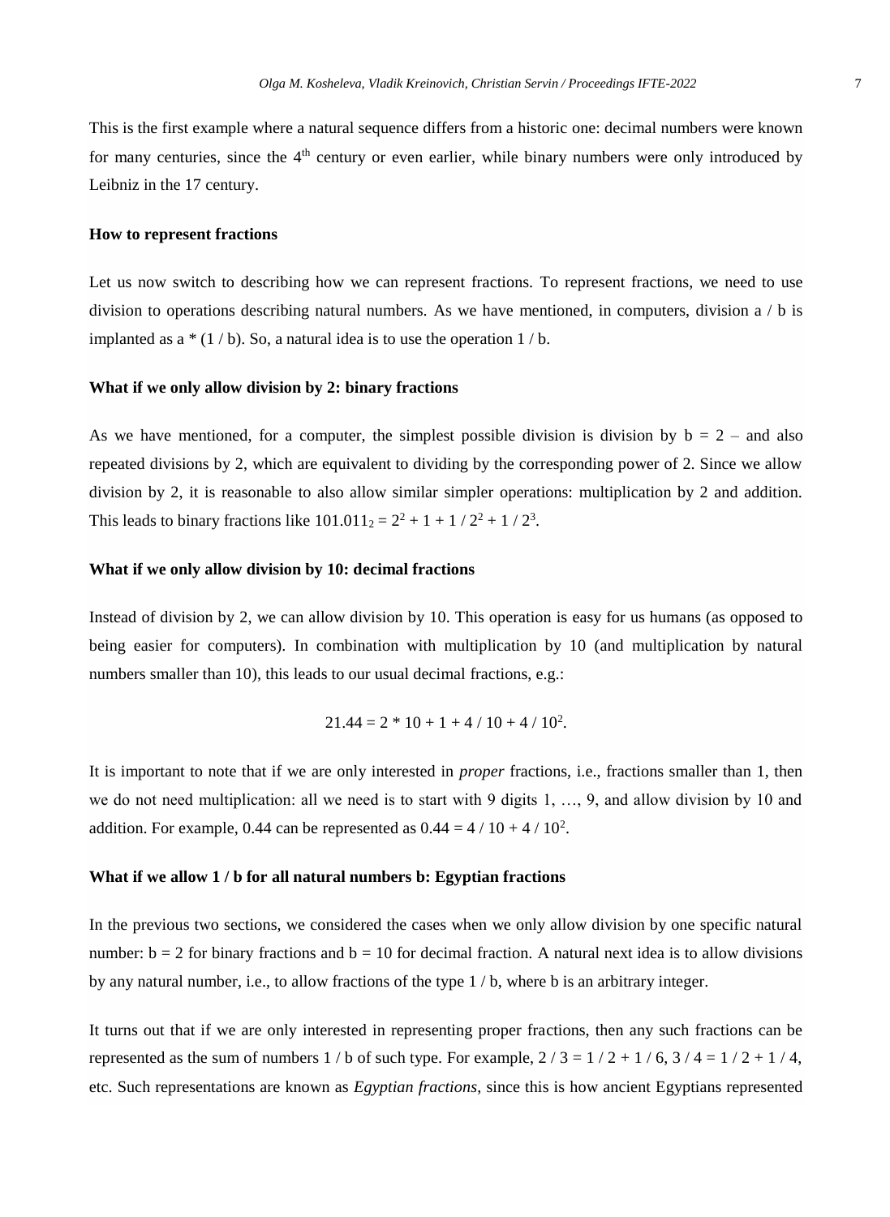This is the first example where a natural sequence differs from a historic one: decimal numbers were known for many centuries, since the 4th century or even earlier, while binary numbers were only introduced by Leibniz in the 17 century.

**How to represent fractions**

Let us now switch to describing how we can represent fractions. To represent fractions, we need to use division to operations describing natural numbers. As we have mentioned, in computers, division a / b is implanted as a * (1 / b). So, a natural idea is to use the operation 1 / b.

**What if we only allow division by 2: binary fractions**

As we have mentioned, for a computer, the simplest possible division is division by b = 2 – and also repeated divisions by 2, which are equivalent to dividing by the corresponding power of 2. Since we allow division by 2, it is reasonable to also allow similar simpler operations: multiplication by 2 and addition. This leads to binary fractions like $101.011_2 = 2^2 + 1 + 1 / 2^2 + 1 / 2^3$.

**What if we only allow division by 10: decimal fractions**

Instead of division by 2, we can allow division by 10. This operation is easy for us humans (as opposed to being easier for computers). In combination with multiplication by 10 (and multiplication by natural numbers smaller than 10), this leads to our usual decimal fractions, e.g.:

$$21.44 = 2 * 10 + 1 + 4 / 10 + 4 / 10^2.$$

It is important to note that if we are only interested in *proper* fractions, i.e., fractions smaller than 1, then we do not need multiplication: all we need is to start with 9 digits 1, …, 9, and allow division by 10 and addition. For example, 0.44 can be represented as $0.44 = 4 / 10 + 4 / 10^2$.

**What if we allow 1 / b for all natural numbers b: Egyptian fractions**

In the previous two sections, we considered the cases when we only allow division by one specific natural number: b = 2 for binary fractions and b = 10 for decimal fraction. A natural next idea is to allow divisions by any natural number, i.e., to allow fractions of the type 1 / b, where b is an arbitrary integer.

It turns out that if we are only interested in representing proper fractions, then any such fractions can be represented as the sum of numbers 1 / b of such type. For example, 2 / 3 = 1 / 2 + 1 / 6, 3 / 4 = 1 / 2 + 1 / 4, etc. Such representations are known as *Egyptian fractions*, since this is how ancient Egyptians represented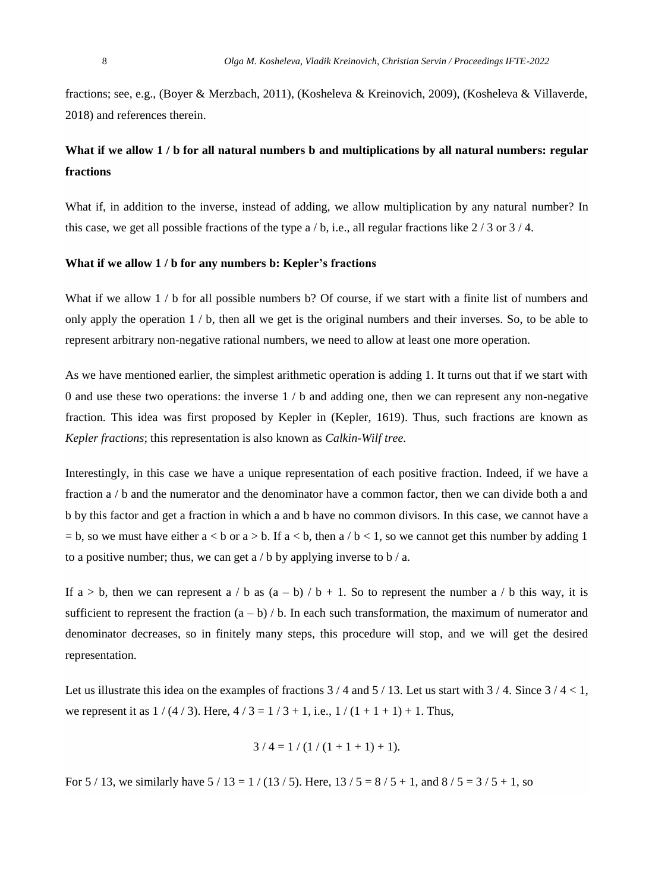fractions; see, e.g., (Boyer & Merzbach, 2011), (Kosheleva & Kreinovich, 2009), (Kosheleva & Villaverde, 2018) and references therein.

**What if we allow 1 / b for all natural numbers b and multiplications by all natural numbers: regular fractions**

What if, in addition to the inverse, instead of adding, we allow multiplication by any natural number? In this case, we get all possible fractions of the type a / b, i.e., all regular fractions like 2 / 3 or 3 / 4.

**What if we allow 1 / b for any numbers b: Kepler's fractions**

What if we allow 1 / b for all possible numbers b? Of course, if we start with a finite list of numbers and only apply the operation 1 / b, then all we get is the original numbers and their inverses. So, to be able to represent arbitrary non-negative rational numbers, we need to allow at least one more operation.

As we have mentioned earlier, the simplest arithmetic operation is adding 1. It turns out that if we start with 0 and use these two operations: the inverse 1 / b and adding one, then we can represent any non-negative fraction. This idea was first proposed by Kepler in (Kepler, 1619). Thus, such fractions are known as *Kepler fractions*; this representation is also known as *Calkin-Wilf tree.*

Interestingly, in this case we have a unique representation of each positive fraction. Indeed, if we have a fraction a / b and the numerator and the denominator have a common factor, then we can divide both a and b by this factor and get a fraction in which a and b have no common divisors. In this case, we cannot have a = b, so we must have either a < b or a > b. If a < b, then a / b < 1, so we cannot get this number by adding 1 to a positive number; thus, we can get a / b by applying inverse to b / a.

If a > b, then we can represent a / b as (a – b) / b + 1. So to represent the number a / b this way, it is sufficient to represent the fraction (a – b) / b. In each such transformation, the maximum of numerator and denominator decreases, so in finitely many steps, this procedure will stop, and we will get the desired representation.

Let us illustrate this idea on the examples of fractions 3 / 4 and 5 / 13. Let us start with 3 / 4. Since 3 / 4 < 1, we represent it as 1 / (4 / 3). Here, 4 / 3 = 1 / 3 + 1, i.e., 1 / (1 + 1 + 1) + 1. Thus,

$$3 / 4 = 1 / (1 / (1 + 1 + 1) + 1).$$

For 5 / 13, we similarly have 5 / 13 = 1 / (13 / 5). Here, 13 / 5 = 8 / 5 + 1, and 8 / 5 = 3 / 5 + 1, so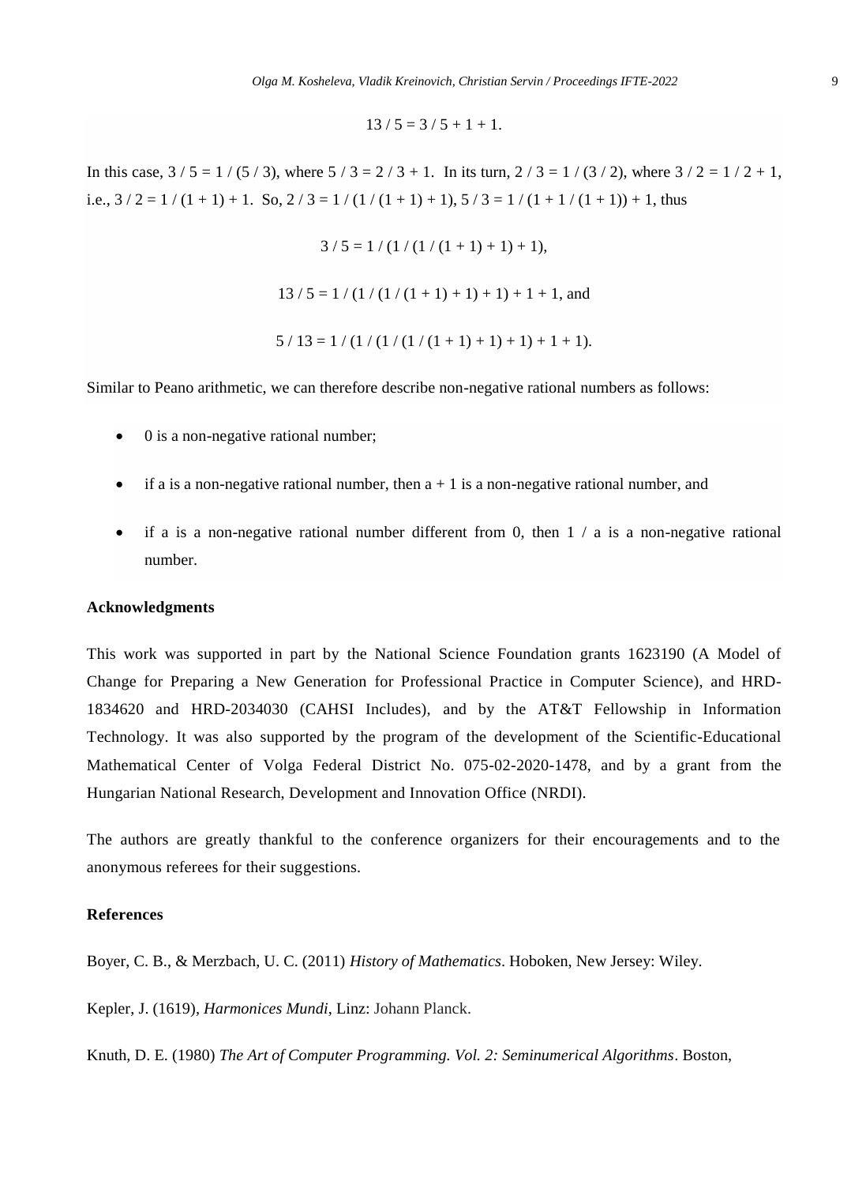$$13 / 5 = 3 / 5 + 1 + 1.$$

In this case, $3 / 5 = 1 / (5 / 3)$, where $5 / 3 = 2 / 3 + 1$. In its turn, $2 / 3 = 1 / (3 / 2)$, where $3 / 2 = 1 / 2 + 1$, i.e., $3 / 2 = 1 / (1 + 1) + 1$. So, $2 / 3 = 1 / (1 / (1 + 1) + 1)$, $5 / 3 = 1 / (1 + 1 / (1 + 1)) + 1$, thus

$$3 / 5 = 1 / (1 / (1 / (1 + 1) + 1) + 1),$$

$$13 / 5 = 1 / (1 / (1 / (1 + 1) + 1) + 1) + 1 + 1, \text{ and}$$

$$5 / 13 = 1 / (1 / (1 / (1 / (1 + 1) + 1) + 1) + 1 + 1).$$

Similar to Peano arithmetic, we can therefore describe non-negative rational numbers as follows:

- 0 is a non-negative rational number;
- if a is a non-negative rational number, then a + 1 is a non-negative rational number, and
- if a is a non-negative rational number different from 0, then 1 / a is a non-negative rational number.

## Acknowledgments

This work was supported in part by the National Science Foundation grants 1623190 (A Model of Change for Preparing a New Generation for Professional Practice in Computer Science), and HRD-1834620 and HRD-2034030 (CAHSI Includes), and by the AT&T Fellowship in Information Technology. It was also supported by the program of the development of the Scientific-Educational Mathematical Center of Volga Federal District No. 075-02-2020-1478, and by a grant from the Hungarian National Research, Development and Innovation Office (NRDI).

The authors are greatly thankful to the conference organizers for their encouragements and to the anonymous referees for their suggestions.

## References

Boyer, C. B., & Merzbach, U. C. (2011) *History of Mathematics*. Hoboken, New Jersey: Wiley.

Kepler, J. (1619), *Harmonices Mundi*, Linz: Johann Planck.

Knuth, D. E. (1980) *The Art of Computer Programming. Vol. 2: Seminumerical Algorithms*. Boston,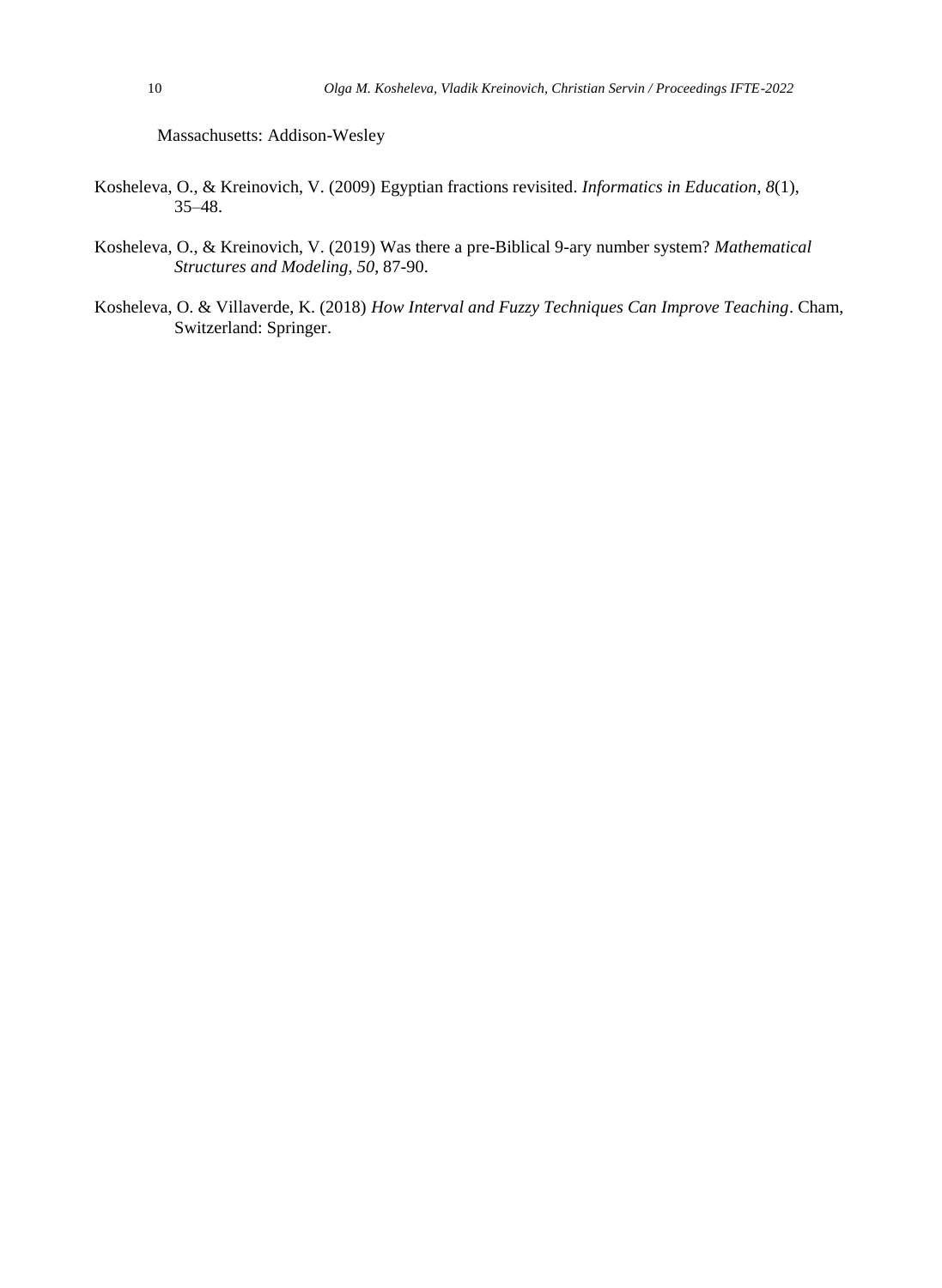Massachusetts: Addison-Wesley

Kosheleva, O., & Kreinovich, V. (2009) Egyptian fractions revisited. *Informatics in Education, 8*(1), 35–48.

Kosheleva, O., & Kreinovich, V. (2019) Was there a pre-Biblical 9-ary number system? *Mathematical Structures and Modeling, 50*, 87-90.

Kosheleva, O. & Villaverde, K. (2018) *How Interval and Fuzzy Techniques Can Improve Teaching*. Cham, Switzerland: Springer.